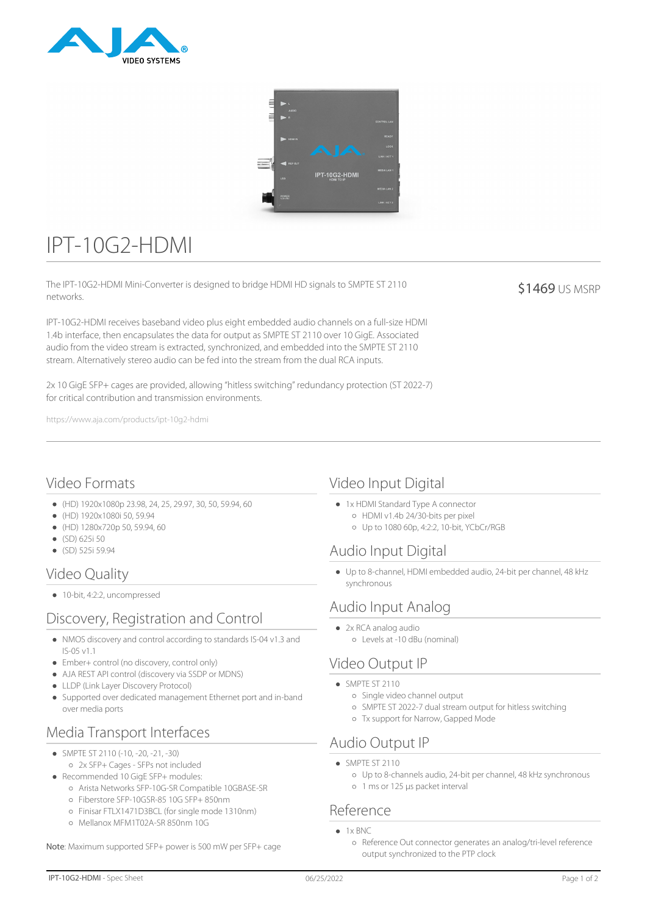# IPT-10G2-HDMI

The IPT-10G2-HDMI Mini-Converter is designed to bridge HDMI HD signals to SMPTE ST 2110 networks.

$1469 US MSRP

IPT-10G2-HDMI receives baseband video plus eight embedded audio channels on a full-size HDMI 1.4b interface, then encapsulates the data for output as SMPTE ST 2110 over 10 GigE. Associated audio from the video stream is extracted, synchronized, and embedded into the SMPTE ST 2110 stream. Alternatively stereo audio can be fed into the stream from the dual RCA inputs.

2x 10 GigE SFP+ cages are provided, allowing "hitless switching" redundancy protection (ST 2022-7) for critical contribution and transmission environments.

https://www.aja.com/products/ipt-10g2-hdmi

## Video Formats

- (HD) 1920x1080p 23.98, 24, 25, 29.97, 30, 50, 59.94, 60
- (HD) 1920x1080i 50, 59.94
- (HD) 1280x720p 50, 59.94, 60
- (SD) 625i 50
- (SD) 525i 59.94

## Video Quality

- 10-bit, 4:2:2, uncompressed

## Discovery, Registration and Control

- NMOS discovery and control according to standards IS-04 v1.3 and IS-05 v1.1
- Ember+ control (no discovery, control only)
- AJA REST API control (discovery via SSDP or MDNS)
- LLDP (Link Layer Discovery Protocol)
- Supported over dedicated management Ethernet port and in-band over media ports

## Media Transport Interfaces

- SMPTE ST 2110 (-10, -20, -21, -30)
  - 2x SFP+ Cages - SFPs not included
- Recommended 10 GigE SFP+ modules:
  - Arista Networks SFP-10G-SR Compatible 10GBASE-SR
  - Fiberstore SFP-10GSR-85 10G SFP+ 850nm
  - Finisar FTLX1471D3BCL (for single mode 1310nm)
  - Mellanox MFM1T02A-SR 850nm 10G

Note: Maximum supported SFP+ power is 500 mW per SFP+ cage

## Video Input Digital

- 1x HDMI Standard Type A connector
  - HDMI v1.4b 24/30-bits per pixel
  - Up to 1080 60p, 4:2:2, 10-bit, YCbCr/RGB

## Audio Input Digital

- Up to 8-channel, HDMI embedded audio, 24-bit per channel, 48 kHz synchronous

## Audio Input Analog

- 2x RCA analog audio
  - Levels at -10 dBu (nominal)

## Video Output IP

- SMPTE ST 2110
  - Single video channel output
  - SMPTE ST 2022-7 dual stream output for hitless switching
  - Tx support for Narrow, Gapped Mode

## Audio Output IP

- SMPTE ST 2110
  - Up to 8-channels audio, 24-bit per channel, 48 kHz synchronous
  - 1 ms or 125 µs packet interval

## Reference

- 1x BNC
  - Reference Out connector generates an analog/tri-level reference output synchronized to the PTP clock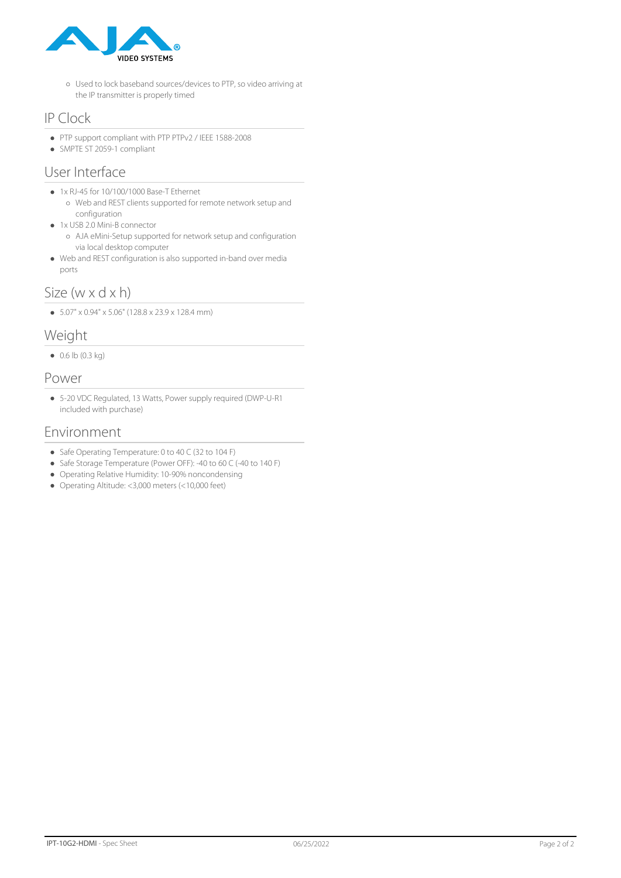- Used to lock baseband sources/devices to PTP, so video arriving at the IP transmitter is properly timed

## IP Clock

- PTP support compliant with PTP PTPv2 / IEEE 1588-2008
- SMPTE ST 2059-1 compliant

## User Interface

- 1x RJ-45 for 10/100/1000 Base-T Ethernet
  - Web and REST clients supported for remote network setup and configuration
- 1x USB 2.0 Mini-B connector
  - AJA eMini-Setup supported for network setup and configuration via local desktop computer
- Web and REST configuration is also supported in-band over media ports

## Size (w x d x h)

- 5.07" x 0.94" x 5.06" (128.8 x 23.9 x 128.4 mm)

## Weight

- 0.6 lb (0.3 kg)

## Power

- 5-20 VDC Regulated, 13 Watts, Power supply required (DWP-U-R1 included with purchase)

## Environment

- Safe Operating Temperature: 0 to 40 C (32 to 104 F)
- Safe Storage Temperature (Power OFF): -40 to 60 C (-40 to 140 F)
- Operating Relative Humidity: 10-90% noncondensing
- Operating Altitude: <3,000 meters (<10,000 feet)